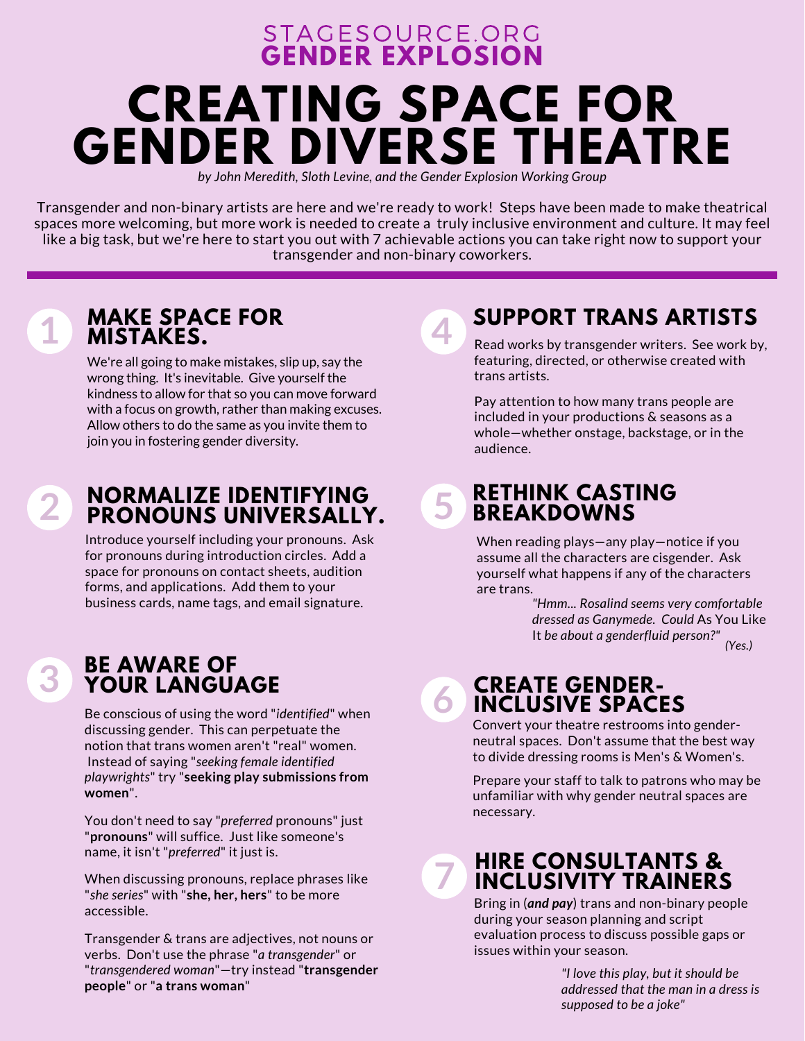STAGESOURCE.ORG
**GENDER EXPLOSION**

# CREATING SPACE FOR GENDER DIVERSE THEATRE

*by John Meredith, Sloth Levine, and the Gender Explosion Working Group*

Transgender and non-binary artists are here and we're ready to work! Steps have been made to make theatrical spaces more welcoming, but more work is needed to create a truly inclusive environment and culture. It may feel like a big task, but we're here to start you out with 7 achievable actions you can take right now to support your transgender and non-binary coworkers.

---

## 1 MAKE SPACE FOR MISTAKES.

We're all going to make mistakes, slip up, say the wrong thing. It's inevitable. Give yourself the kindness to allow for that so you can move forward with a focus on growth, rather than making excuses. Allow others to do the same as you invite them to join you in fostering gender diversity.

## 2 NORMALIZE IDENTIFYING PRONOUNS UNIVERSALLY.

Introduce yourself including your pronouns. Ask for pronouns during introduction circles. Add a space for pronouns on contact sheets, audition forms, and applications. Add them to your business cards, name tags, and email signature.

## 3 BE AWARE OF YOUR LANGUAGE

Be conscious of using the word "*identified*" when discussing gender. This can perpetuate the notion that trans women aren't "real" women. Instead of saying "*seeking female identified playwrights*" try "**seeking play submissions from women**".

You don't need to say "*preferred* pronouns" just "**pronouns**" will suffice. Just like someone's name, it isn't "*preferred*" it just is.

When discussing pronouns, replace phrases like "*she series*" with "**she, her, hers**" to be more accessible.

Transgender & trans are adjectives, not nouns or verbs. Don't use the phrase "*a transgender*" or "*transgendered woman*"—try instead "**transgender people**" or "**a trans woman**"

## 4 SUPPORT TRANS ARTISTS

Read works by transgender writers. See work by, featuring, directed, or otherwise created with trans artists.

Pay attention to how many trans people are included in your productions & seasons as a whole—whether onstage, backstage, or in the audience.

## 5 RETHINK CASTING BREAKDOWNS

When reading plays—any play—notice if you assume all the characters are cisgender. Ask yourself what happens if any of the characters are trans.

*"Hmm... Rosalind seems very comfortable dressed as Ganymede. Could* As You Like It *be about a genderfluid person?"* *(Yes.)*

## 6 CREATE GENDER-INCLUSIVE SPACES

Convert your theatre restrooms into gender-neutral spaces. Don't assume that the best way to divide dressing rooms is Men's & Women's.

Prepare your staff to talk to patrons who may be unfamiliar with why gender neutral spaces are necessary.

## 7 HIRE CONSULTANTS & INCLUSIVITY TRAINERS

Bring in (***and pay***) trans and non-binary people during your season planning and script evaluation process to discuss possible gaps or issues within your season.

*"I love this play, but it should be addressed that the man in a dress is supposed to be a joke"*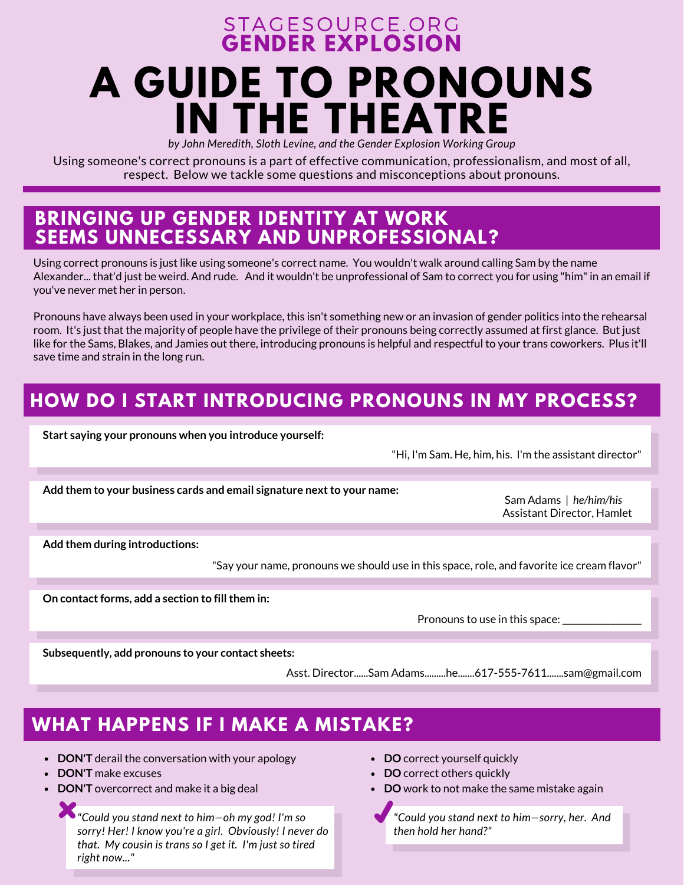STAGESOURCE.ORG

**GENDER EXPLOSION**

# A GUIDE TO PRONOUNS IN THE THEATRE

*by John Meredith, Sloth Levine, and the Gender Explosion Working Group*

Using someone's correct pronouns is a part of effective communication, professionalism, and most of all, respect. Below we tackle some questions and misconceptions about pronouns.

## BRINGING UP GENDER IDENTITY AT WORK SEEMS UNNECESSARY AND UNPROFESSIONAL?

Using correct pronouns is just like using someone's correct name. You wouldn't walk around calling Sam by the name Alexander... that'd just be weird. And rude. And it wouldn't be unprofessional of Sam to correct you for using "him" in an email if you've never met her in person.

Pronouns have always been used in your workplace, this isn't something new or an invasion of gender politics into the rehearsal room. It's just that the majority of people have the privilege of their pronouns being correctly assumed at first glance. But just like for the Sams, Blakes, and Jamies out there, introducing pronouns is helpful and respectful to your trans coworkers. Plus it'll save time and strain in the long run.

## HOW DO I START INTRODUCING PRONOUNS IN MY PROCESS?

**Start saying your pronouns when you introduce yourself:**

"Hi, I'm Sam. He, him, his. I'm the assistant director"

**Add them to your business cards and email signature next to your name:**

Sam Adams | *he/him/his*
Assistant Director, Hamlet

**Add them during introductions:**

"Say your name, pronouns we should use in this space, role, and favorite ice cream flavor"

**On contact forms, add a section to fill them in:**

Pronouns to use in this space: ______________

**Subsequently, add pronouns to your contact sheets:**

Asst. Director......Sam Adams.........he.......617-555-7611.......sam@gmail.com

## WHAT HAPPENS IF I MAKE A MISTAKE?

- **DON'T** derail the conversation with your apology
- **DON'T** make excuses
- **DON'T** overcorrect and make it a big deal

✗ *"Could you stand next to him—oh my god! I'm so sorry! Her! I know you're a girl. Obviously! I never do that. My cousin is trans so I get it. I'm just so tired right now..."*

- **DO** correct yourself quickly
- **DO** correct others quickly
- **DO** work to not make the same mistake again

✓ *"Could you stand next to him—sorry, her. And then hold her hand?"*